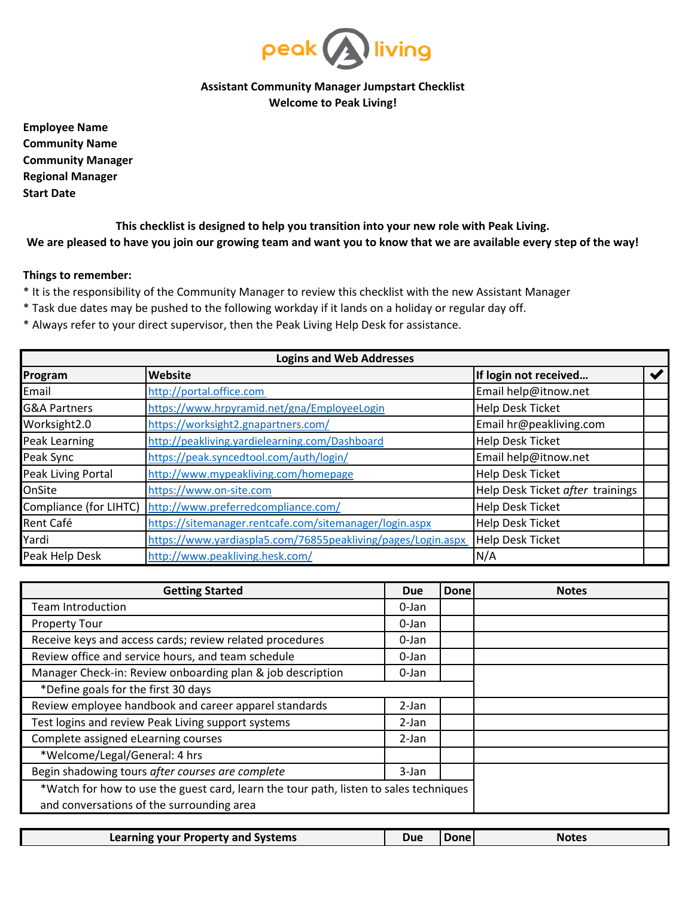peak living

**Assistant Community Manager Jumpstart Checklist**
**Welcome to Peak Living!**

**Employee Name**
**Community Name**
**Community Manager**
**Regional Manager**
**Start Date**

**This checklist is designed to help you transition into your new role with Peak Living.**
**We are pleased to have you join our growing team and want you to know that we are available every step of the way!**

**Things to remember:**

* It is the responsibility of the Community Manager to review this checklist with the new Assistant Manager
* Task due dates may be pushed to the following workday if it lands on a holiday or regular day off.
* Always refer to your direct supervisor, then the Peak Living Help Desk for assistance.

| **Logins and Web Addresses** | | | |
|---|---|---|---|
| **Program** | **Website** | **If login not received…** | ✔ |
| Email | http://portal.office.com | Email help@itnow.net | |
| G&A Partners | https://www.hrpyramid.net/gna/EmployeeLogin | Help Desk Ticket | |
| Worksight2.0 | https://worksight2.gnapartners.com/ | Email hr@peakliving.com | |
| Peak Learning | http://peakliving.yardielearning.com/Dashboard | Help Desk Ticket | |
| Peak Sync | https://peak.syncedtool.com/auth/login/ | Email help@itnow.net | |
| Peak Living Portal | http://www.mypeakliving.com/homepage | Help Desk Ticket | |
| OnSite | https://www.on-site.com | Help Desk Ticket *after* trainings | |
| Compliance (for LIHTC) | http://www.preferredcompliance.com/ | Help Desk Ticket | |
| Rent Café | https://sitemanager.rentcafe.com/sitemanager/login.aspx | Help Desk Ticket | |
| Yardi | https://www.yardiaspla5.com/76855peakliving/pages/Login.aspx | Help Desk Ticket | |
| Peak Help Desk | http://www.peakliving.hesk.com/ | N/A | |

| **Getting Started** | **Due** | **Done** | **Notes** |
|---|---|---|---|
| Team Introduction | 0-Jan | | |
| Property Tour | 0-Jan | | |
| Receive keys and access cards; review related procedures | 0-Jan | | |
| Review office and service hours, and team schedule | 0-Jan | | |
| Manager Check-in: Review onboarding plan & job description | 0-Jan | | |
| *Define goals for the first 30 days | | | |
| Review employee handbook and career apparel standards | 2-Jan | | |
| Test logins and review Peak Living support systems | 2-Jan | | |
| Complete assigned eLearning courses | 2-Jan | | |
| *Welcome/Legal/General: 4 hrs | | | |
| Begin shadowing tours *after courses are complete* | 3-Jan | | |
| *Watch for how to use the guest card, learn the tour path, listen to sales techniques and conversations of the surrounding area | | | |

| **Learning your Property and Systems** | **Due** | **Done** | **Notes** |
|---|---|---|---|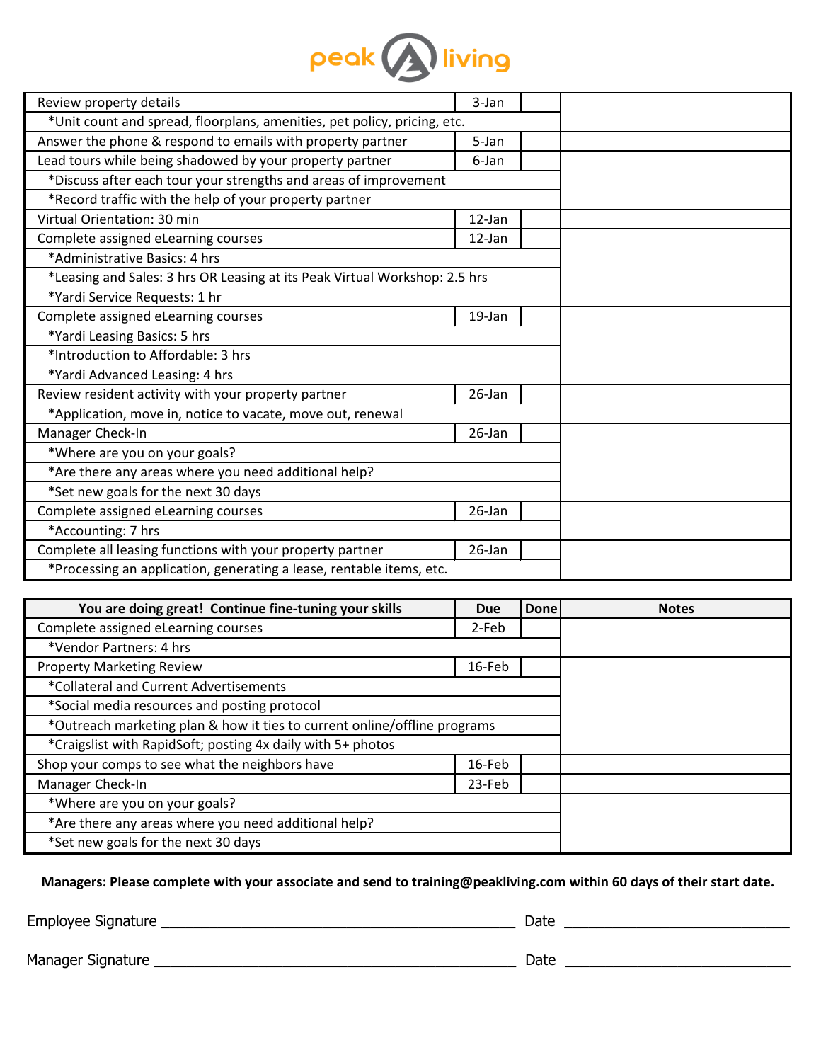peak living

| | | | |
|---|---|---|---|
| Review property details | 3-Jan | | |
| *Unit count and spread, floorplans, amenities, pet policy, pricing, etc. | | | |
| Answer the phone & respond to emails with property partner | 5-Jan | | |
| Lead tours while being shadowed by your property partner | 6-Jan | | |
| *Discuss after each tour your strengths and areas of improvement | | | |
| *Record traffic with the help of your property partner | | | |
| Virtual Orientation: 30 min | 12-Jan | | |
| Complete assigned eLearning courses | 12-Jan | | |
| *Administrative Basics: 4 hrs | | | |
| *Leasing and Sales: 3 hrs OR Leasing at its Peak Virtual Workshop: 2.5 hrs | | | |
| *Yardi Service Requests: 1 hr | | | |
| Complete assigned eLearning courses | 19-Jan | | |
| *Yardi Leasing Basics: 5 hrs | | | |
| *Introduction to Affordable: 3 hrs | | | |
| *Yardi Advanced Leasing: 4 hrs | | | |
| Review resident activity with your property partner | 26-Jan | | |
| *Application, move in, notice to vacate, move out, renewal | | | |
| Manager Check-In | 26-Jan | | |
| *Where are you on your goals? | | | |
| *Are there any areas where you need additional help? | | | |
| *Set new goals for the next 30 days | | | |
| Complete assigned eLearning courses | 26-Jan | | |
| *Accounting: 7 hrs | | | |
| Complete all leasing functions with your property partner | 26-Jan | | |
| *Processing an application, generating a lease, rentable items, etc. | | | |

| You are doing great! Continue fine-tuning your skills | Due | Done | Notes |
|---|---|---|---|
| Complete assigned eLearning courses | 2-Feb | | |
| *Vendor Partners: 4 hrs | | | |
| Property Marketing Review | 16-Feb | | |
| *Collateral and Current Advertisements | | | |
| *Social media resources and posting protocol | | | |
| *Outreach marketing plan & how it ties to current online/offline programs | | | |
| *Craigslist with RapidSoft; posting 4x daily with 5+ photos | | | |
| Shop your comps to see what the neighbors have | 16-Feb | | |
| Manager Check-In | 23-Feb | | |
| *Where are you on your goals? | | | |
| *Are there any areas where you need additional help? | | | |
| *Set new goals for the next 30 days | | | |

**Managers: Please complete with your associate and send to training@peakliving.com within 60 days of their start date.**

Employee Signature ______________________________ Date ____________________

Manager Signature ______________________________ Date ____________________